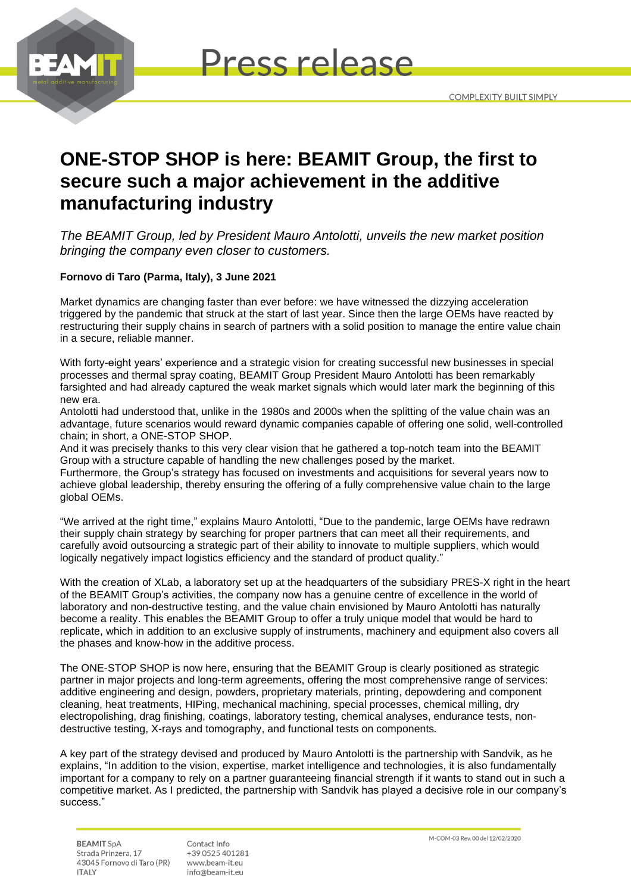# Press release

# ONE-STOP SHOP is here: BEAMIT Group, the first to secure such a major achievement in the additive manufacturing industry

*The BEAMIT Group, led by President Mauro Antolotti, unveils the new market position bringing the company even closer to customers.*

**Fornovo di Taro (Parma, Italy), 3 June 2021**

Market dynamics are changing faster than ever before: we have witnessed the dizzying acceleration triggered by the pandemic that struck at the start of last year. Since then the large OEMs have reacted by restructuring their supply chains in search of partners with a solid position to manage the entire value chain in a secure, reliable manner.

With forty-eight years' experience and a strategic vision for creating successful new businesses in special processes and thermal spray coating, BEAMIT Group President Mauro Antolotti has been remarkably farsighted and had already captured the weak market signals which would later mark the beginning of this new era.
Antolotti had understood that, unlike in the 1980s and 2000s when the splitting of the value chain was an advantage, future scenarios would reward dynamic companies capable of offering one solid, well-controlled chain; in short, a ONE-STOP SHOP.
And it was precisely thanks to this very clear vision that he gathered a top-notch team into the BEAMIT Group with a structure capable of handling the new challenges posed by the market.
Furthermore, the Group's strategy has focused on investments and acquisitions for several years now to achieve global leadership, thereby ensuring the offering of a fully comprehensive value chain to the large global OEMs.

"We arrived at the right time," explains Mauro Antolotti, "Due to the pandemic, large OEMs have redrawn their supply chain strategy by searching for proper partners that can meet all their requirements, and carefully avoid outsourcing a strategic part of their ability to innovate to multiple suppliers, which would logically negatively impact logistics efficiency and the standard of product quality."

With the creation of XLab, a laboratory set up at the headquarters of the subsidiary PRES-X right in the heart of the BEAMIT Group's activities, the company now has a genuine centre of excellence in the world of laboratory and non-destructive testing, and the value chain envisioned by Mauro Antolotti has naturally become a reality. This enables the BEAMIT Group to offer a truly unique model that would be hard to replicate, which in addition to an exclusive supply of instruments, machinery and equipment also covers all the phases and know-how in the additive process.

The ONE-STOP SHOP is now here, ensuring that the BEAMIT Group is clearly positioned as strategic partner in major projects and long-term agreements, offering the most comprehensive range of services: additive engineering and design, powders, proprietary materials, printing, depowdering and component cleaning, heat treatments, HIPing, mechanical machining, special processes, chemical milling, dry electropolishing, drag finishing, coatings, laboratory testing, chemical analyses, endurance tests, non-destructive testing, X-rays and tomography, and functional tests on components.

A key part of the strategy devised and produced by Mauro Antolotti is the partnership with Sandvik, as he explains, "In addition to the vision, expertise, market intelligence and technologies, it is also fundamentally important for a company to rely on a partner guaranteeing financial strength if it wants to stand out in such a competitive market. As I predicted, the partnership with Sandvik has played a decisive role in our company's success."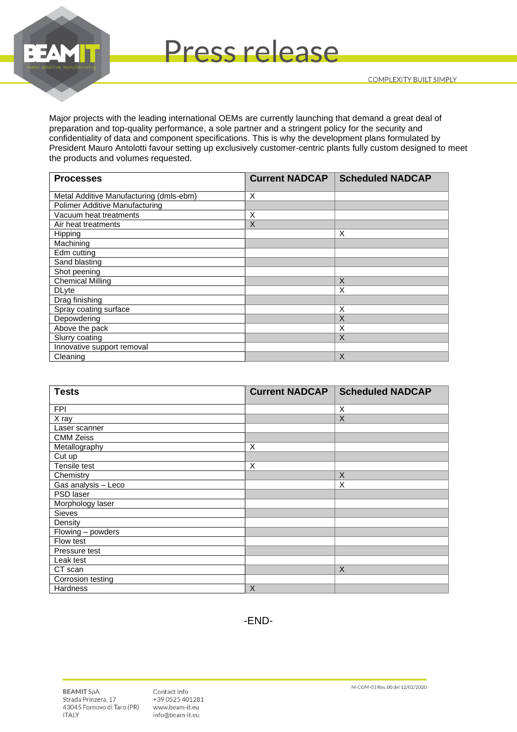Major projects with the leading international OEMs are currently launching that demand a great deal of preparation and top-quality performance, a sole partner and a stringent policy for the security and confidentiality of data and component specifications. This is why the development plans formulated by President Mauro Antolotti favour setting up exclusively customer-centric plants fully custom designed to meet the products and volumes requested.

| Processes | Current NADCAP | Scheduled NADCAP |
|---|---|---|
| Metal Additive Manufacturing (dmls-ebm) | X | |
| Polimer Additive Manufacturing | | |
| Vacuum heat treatments | X | |
| Air heat treatments | X | |
| Hipping | | X |
| Machining | | |
| Edm cutting | | |
| Sand blasting | | |
| Shot peening | | |
| Chemical Milling | | X |
| DLyte | | X |
| Drag finishing | | |
| Spray coating surface | | X |
| Depowdering | | X |
| Above the pack | | X |
| Slurry coating | | X |
| Innovative support removal | | |
| Cleaning | | X |

| Tests | Current NADCAP | Scheduled NADCAP |
|---|---|---|
| FPI | | X |
| X ray | | X |
| Laser scanner | | |
| CMM Zeiss | | |
| Metallography | X | |
| Cut up | | |
| Tensile test | X | |
| Chemistry | | X |
| Gas analysis – Leco | | X |
| PSD laser | | |
| Morphology laser | | |
| Sieves | | |
| Density | | |
| Flowing – powders | | |
| Flow test | | |
| Pressure test | | |
| Leak test | | |
| CT scan | | X |
| Corrosion testing | | |
| Hardness | X | |

-END-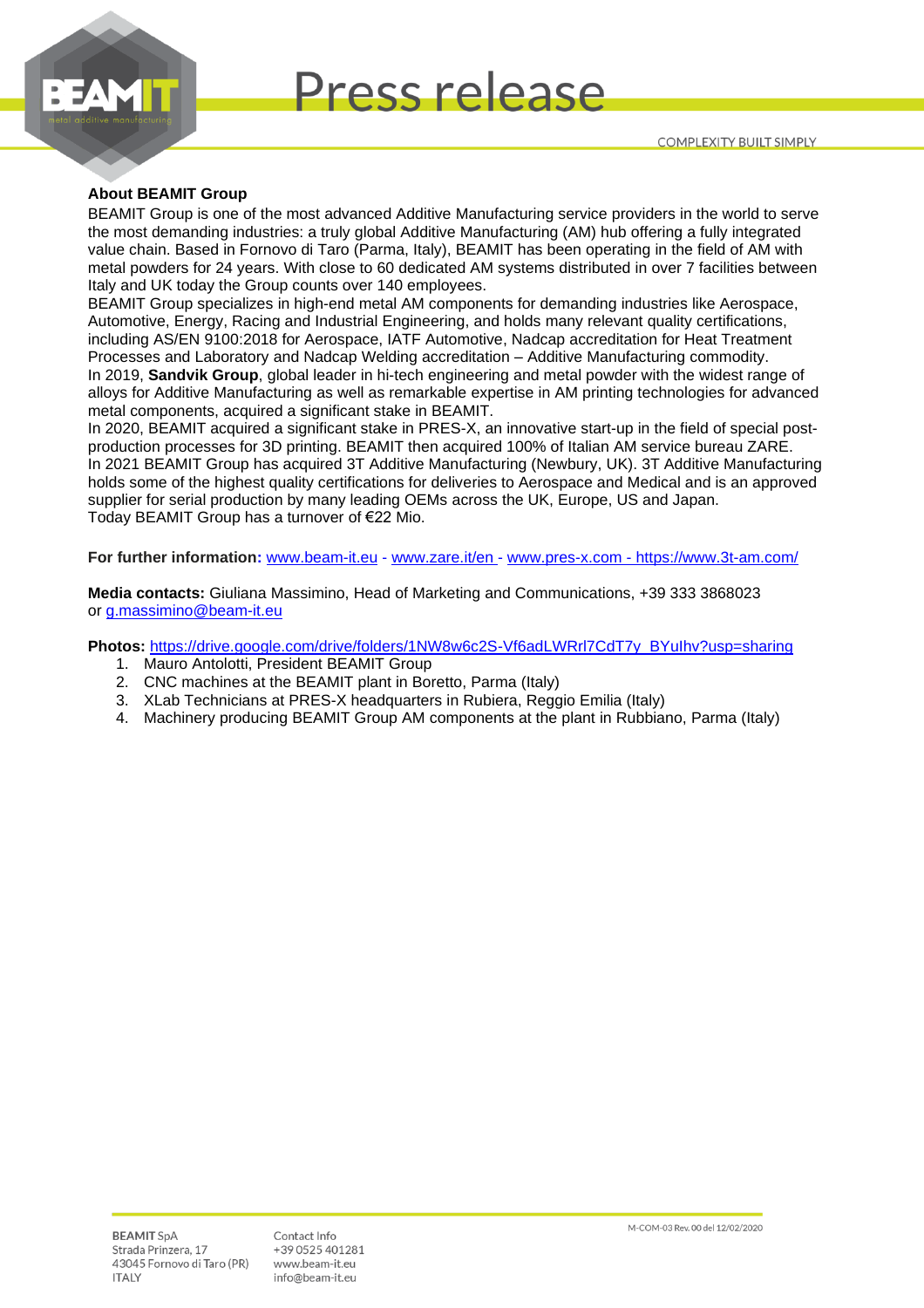### About BEAMIT Group

BEAMIT Group is one of the most advanced Additive Manufacturing service providers in the world to serve the most demanding industries: a truly global Additive Manufacturing (AM) hub offering a fully integrated value chain. Based in Fornovo di Taro (Parma, Italy), BEAMIT has been operating in the field of AM with metal powders for 24 years. With close to 60 dedicated AM systems distributed in over 7 facilities between Italy and UK today the Group counts over 140 employees.

BEAMIT Group specializes in high-end metal AM components for demanding industries like Aerospace, Automotive, Energy, Racing and Industrial Engineering, and holds many relevant quality certifications, including AS/EN 9100:2018 for Aerospace, IATF Automotive, Nadcap accreditation for Heat Treatment Processes and Laboratory and Nadcap Welding accreditation – Additive Manufacturing commodity.

In 2019, **Sandvik Group**, global leader in hi-tech engineering and metal powder with the widest range of alloys for Additive Manufacturing as well as remarkable expertise in AM printing technologies for advanced metal components, acquired a significant stake in BEAMIT.

In 2020, BEAMIT acquired a significant stake in PRES-X, an innovative start-up in the field of special post-production processes for 3D printing. BEAMIT then acquired 100% of Italian AM service bureau ZARE.

In 2021 BEAMIT Group has acquired 3T Additive Manufacturing (Newbury, UK). 3T Additive Manufacturing holds some of the highest quality certifications for deliveries to Aerospace and Medical and is an approved supplier for serial production by many leading OEMs across the UK, Europe, US and Japan.

Today BEAMIT Group has a turnover of €22 Mio.

**For further information:** www.beam-it.eu - www.zare.it/en - www.pres-x.com - https://www.3t-am.com/

**Media contacts:** Giuliana Massimino, Head of Marketing and Communications, +39 333 3868023 or g.massimino@beam-it.eu

**Photos:** https://drive.google.com/drive/folders/1NW8w6c2S-Vf6adLWRrl7CdT7y_BYuIhv?usp=sharing

1. Mauro Antolotti, President BEAMIT Group
2. CNC machines at the BEAMIT plant in Boretto, Parma (Italy)
3. XLab Technicians at PRES-X headquarters in Rubiera, Reggio Emilia (Italy)
4. Machinery producing BEAMIT Group AM components at the plant in Rubbiano, Parma (Italy)